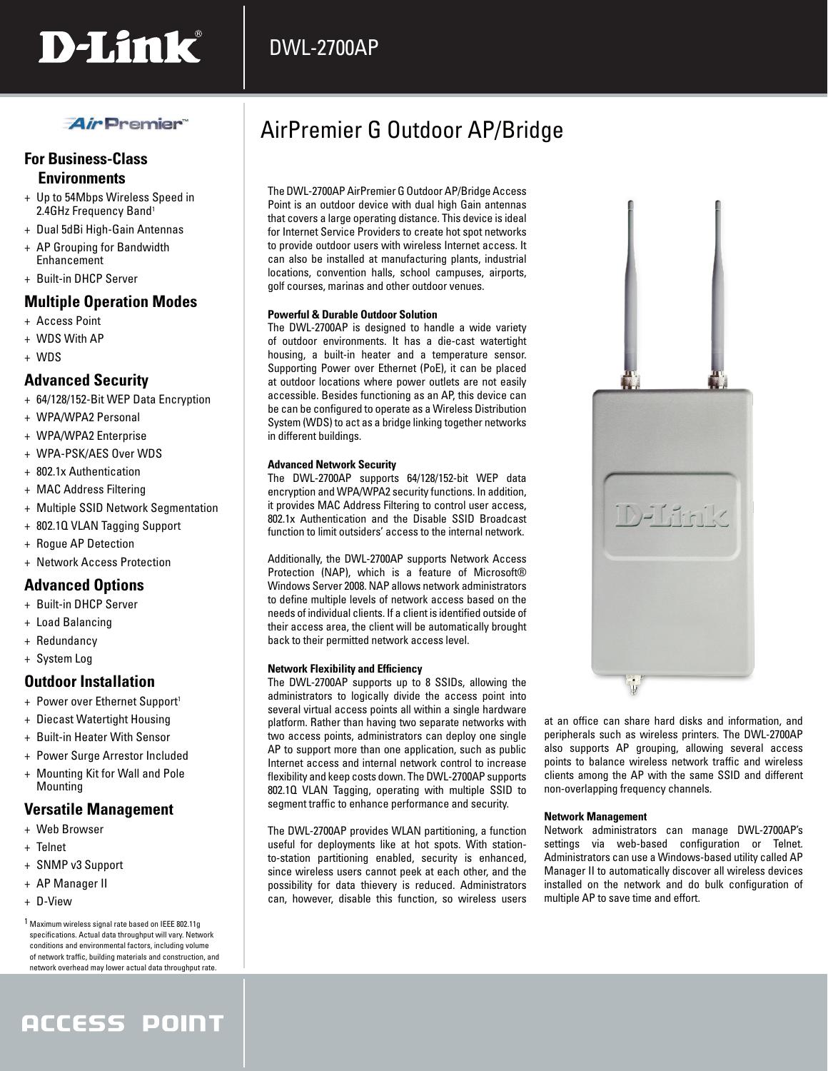# DWL-2700AP

## AirPremier G Outdoor AP/Bridge

AirPremier™

### For Business-Class Environments

+ Up to 54Mbps Wireless Speed in 2.4GHz Frequency Band[1]
+ Dual 5dBi High-Gain Antennas
+ AP Grouping for Bandwidth Enhancement
+ Built-in DHCP Server

### Multiple Operation Modes

+ Access Point
+ WDS With AP
+ WDS

### Advanced Security

+ 64/128/152-Bit WEP Data Encryption
+ WPA/WPA2 Personal
+ WPA/WPA2 Enterprise
+ WPA-PSK/AES Over WDS
+ 802.1x Authentication
+ MAC Address Filtering
+ Multiple SSID Network Segmentation
+ 802.1Q VLAN Tagging Support
+ Rogue AP Detection
+ Network Access Protection

### Advanced Options

+ Built-in DHCP Server
+ Load Balancing
+ Redundancy
+ System Log

### Outdoor Installation

+ Power over Ethernet Support[1]
+ Diecast Watertight Housing
+ Built-in Heater With Sensor
+ Power Surge Arrestor Included
+ Mounting Kit for Wall and Pole Mounting

### Versatile Management

+ Web Browser
+ Telnet
+ SNMP v3 Support
+ AP Manager II
+ D-View

[1] Maximum wireless signal rate based on IEEE 802.11g specifications. Actual data throughput will vary. Network conditions and environmental factors, including volume of network traffic, building materials and construction, and network overhead may lower actual data throughput rate.

The DWL-2700AP AirPremier G Outdoor AP/Bridge Access Point is an outdoor device with dual high Gain antennas that covers a large operating distance. This device is ideal for Internet Service Providers to create hot spot networks to provide outdoor users with wireless Internet access. It can also be installed at manufacturing plants, industrial locations, convention halls, school campuses, airports, golf courses, marinas and other outdoor venues.

**Powerful & Durable Outdoor Solution**

The DWL-2700AP is designed to handle a wide variety of outdoor environments. It has a die-cast watertight housing, a built-in heater and a temperature sensor. Supporting Power over Ethernet (PoE), it can be placed at outdoor locations where power outlets are not easily accessible. Besides functioning as an AP, this device can be can be configured to operate as a Wireless Distribution System (WDS) to act as a bridge linking together networks in different buildings.

**Advanced Network Security**

The DWL-2700AP supports 64/128/152-bit WEP data encryption and WPA/WPA2 security functions. In addition, it provides MAC Address Filtering to control user access, 802.1x Authentication and the Disable SSID Broadcast function to limit outsiders' access to the internal network.

Additionally, the DWL-2700AP supports Network Access Protection (NAP), which is a feature of Microsoft® Windows Server 2008. NAP allows network administrators to define multiple levels of network access based on the needs of individual clients. If a client is identified outside of their access area, the client will be automatically brought back to their permitted network access level.

**Network Flexibility and Efficiency**

The DWL-2700AP supports up to 8 SSIDs, allowing the administrators to logically divide the access point into several virtual access points all within a single hardware platform. Rather than having two separate networks with two access points, administrators can deploy one single AP to support more than one application, such as public Internet access and internal network control to increase flexibility and keep costs down. The DWL-2700AP supports 802.1Q VLAN Tagging, operating with multiple SSID to segment traffic to enhance performance and security.

The DWL-2700AP provides WLAN partitioning, a function useful for deployments like at hot spots. With station-to-station partitioning enabled, security is enhanced, since wireless users cannot peek at each other, and the possibility for data thievery is reduced. Administrators can, however, disable this function, so wireless users at an office can share hard disks and information, and peripherals such as wireless printers. The DWL-2700AP also supports AP grouping, allowing several access points to balance wireless network traffic and wireless clients among the AP with the same SSID and different non-overlapping frequency channels.

**Network Management**

Network administrators can manage DWL-2700AP's settings via web-based configuration or Telnet. Administrators can use a Windows-based utility called AP Manager II to automatically discover all wireless devices installed on the network and do bulk configuration of multiple AP to save time and effort.

ACCESS POINT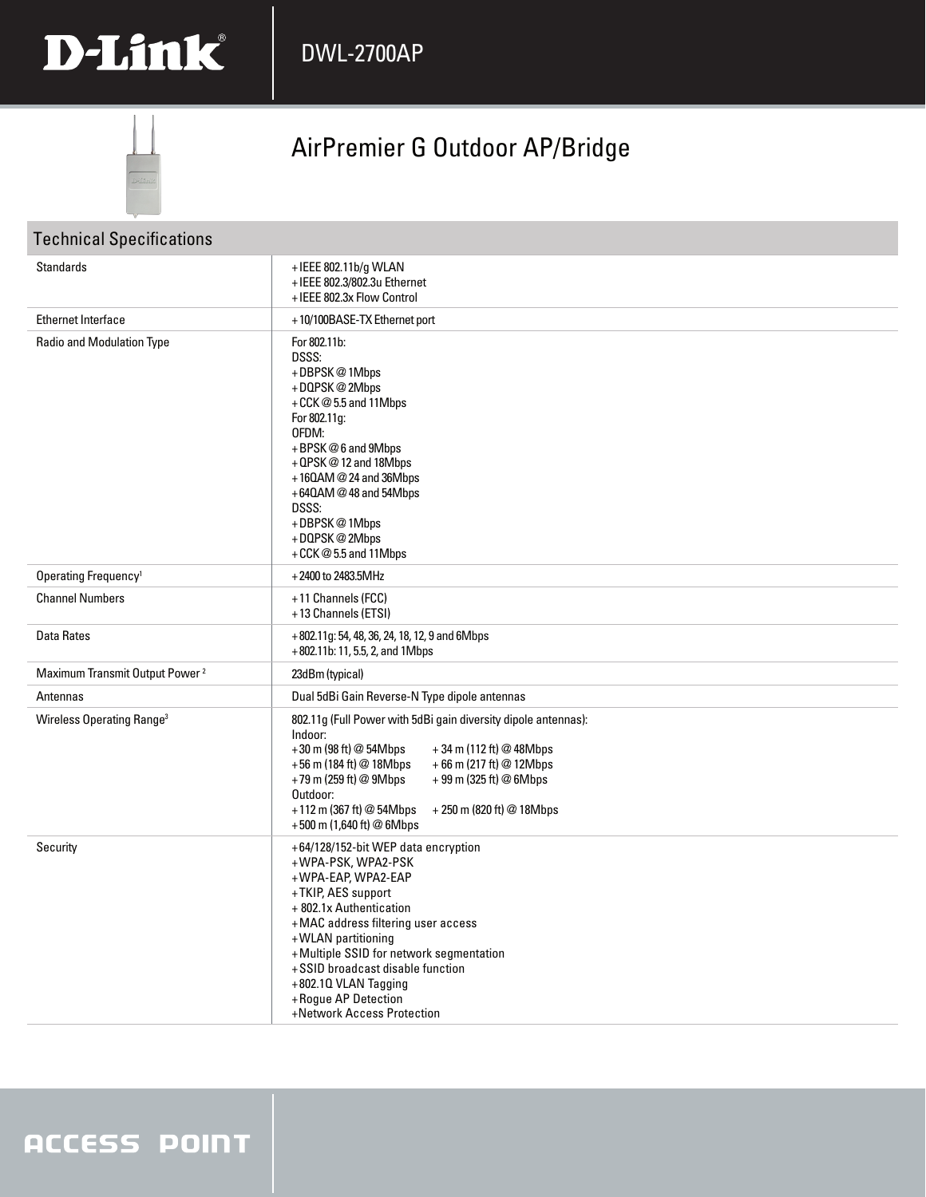# DWL-2700AP

## AirPremier G Outdoor AP/Bridge

### Technical Specifications

| | |
|---|---|
| Standards | + IEEE 802.11b/g WLAN<br>+ IEEE 802.3/802.3u Ethernet<br>+ IEEE 802.3x Flow Control |
| Ethernet Interface | + 10/100BASE-TX Ethernet port |
| Radio and Modulation Type | For 802.11b:<br>DSSS:<br>+ DBPSK @ 1Mbps<br>+ DQPSK @ 2Mbps<br>+ CCK @ 5.5 and 11Mbps<br>For 802.11g:<br>OFDM:<br>+ BPSK @ 6 and 9Mbps<br>+ QPSK @ 12 and 18Mbps<br>+ 16QAM @ 24 and 36Mbps<br>+ 64QAM @ 48 and 54Mbps<br>DSSS:<br>+ DBPSK @ 1Mbps<br>+ DQPSK @ 2Mbps<br>+ CCK @ 5.5 and 11Mbps |
| Operating Frequency[1] | + 2400 to 2483.5MHz |
| Channel Numbers | + 11 Channels (FCC)<br>+ 13 Channels (ETSI) |
| Data Rates | + 802.11g: 54, 48, 36, 24, 18, 12, 9 and 6Mbps<br>+ 802.11b: 11, 5.5, 2, and 1Mbps |
| Maximum Transmit Output Power [2] | 23dBm (typical) |
| Antennas | Dual 5dBi Gain Reverse-N Type dipole antennas |
| Wireless Operating Range[3] | 802.11g (Full Power with 5dBi gain diversity dipole antennas):<br>Indoor:<br>+ 30 m (98 ft) @ 54Mbps + 34 m (112 ft) @ 48Mbps<br>+ 56 m (184 ft) @ 18Mbps + 66 m (217 ft) @ 12Mbps<br>+ 79 m (259 ft) @ 9Mbps + 99 m (325 ft) @ 6Mbps<br>Outdoor:<br>+ 112 m (367 ft) @ 54Mbps + 250 m (820 ft) @ 18Mbps<br>+ 500 m (1,640 ft) @ 6Mbps |
| Security | + 64/128/152-bit WEP data encryption<br>+ WPA-PSK, WPA2-PSK<br>+ WPA-EAP, WPA2-EAP<br>+ TKIP, AES support<br>+ 802.1x Authentication<br>+ MAC address filtering user access<br>+ WLAN partitioning<br>+ Multiple SSID for network segmentation<br>+ SSID broadcast disable function<br>+ 802.1Q VLAN Tagging<br>+ Rogue AP Detection<br>+ Network Access Protection |

ACCESS POINT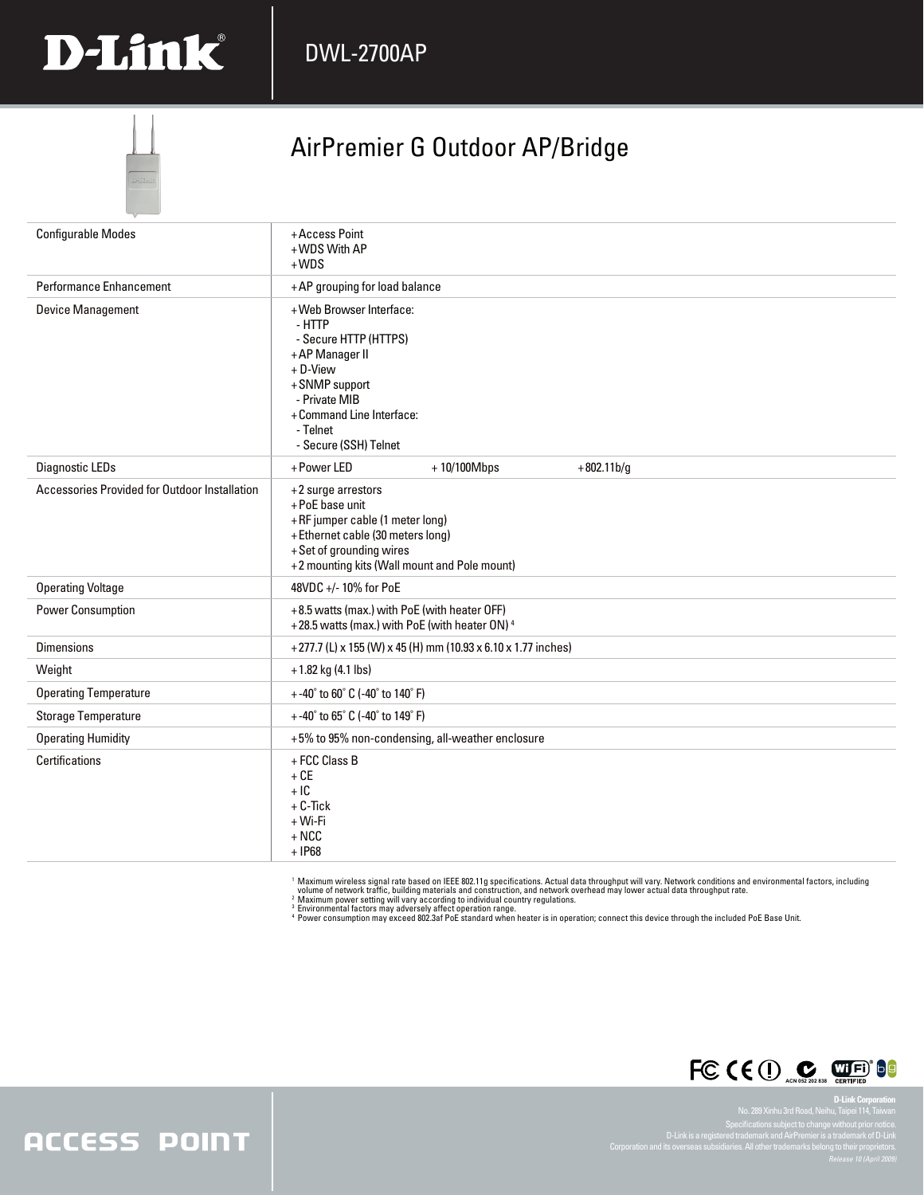# DWL-2700AP

## AirPremier G Outdoor AP/Bridge

| | |
|---|---|
| Configurable Modes | + Access Point<br>+ WDS With AP<br>+ WDS |
| Performance Enhancement | + AP grouping for load balance |
| Device Management | + Web Browser Interface:<br>- HTTP<br>- Secure HTTP (HTTPS)<br>+ AP Manager II<br>+ D-View<br>+ SNMP support<br>- Private MIB<br>+ Command Line Interface:<br>- Telnet<br>- Secure (SSH) Telnet |
| Diagnostic LEDs | + Power LED + 10/100Mbps + 802.11b/g |
| Accessories Provided for Outdoor Installation | + 2 surge arrestors<br>+ PoE base unit<br>+ RF jumper cable (1 meter long)<br>+ Ethernet cable (30 meters long)<br>+ Set of grounding wires<br>+ 2 mounting kits (Wall mount and Pole mount) |
| Operating Voltage | 48VDC +/- 10% for PoE |
| Power Consumption | + 8.5 watts (max.) with PoE (with heater OFF)<br>+ 28.5 watts (max.) with PoE (with heater ON) [4] |
| Dimensions | + 277.7 (L) x 155 (W) x 45 (H) mm (10.93 x 6.10 x 1.77 inches) |
| Weight | + 1.82 kg (4.1 lbs) |
| Operating Temperature | + -40° to 60° C (-40° to 140° F) |
| Storage Temperature | + -40° to 65° C (-40° to 149° F) |
| Operating Humidity | + 5% to 95% non-condensing, all-weather enclosure |
| Certifications | + FCC Class B<br>+ CE<br>+ IC<br>+ C-Tick<br>+ Wi-Fi<br>+ NCC<br>+ IP68 |

[1] Maximum wireless signal rate based on IEEE 802.11g specifications. Actual data throughput will vary. Network conditions and environmental factors, including volume of network traffic, building materials and construction, and network overhead may lower actual data throughput rate.
[2] Maximum power setting will vary according to individual country regulations.
[3] Environmental factors may adversely affect operation range.
[4] Power consumption may exceed 802.3af PoE standard when heater is in operation; connect this device through the included PoE Base Unit.

ACCESS POINT

**D-Link Corporation**
No. 289 Xinhu 3rd Road, Neihu, Taipei 114, Taiwan
Specifications subject to change without prior notice.
D-Link is a registered trademark and AirPremier is a trademark of D-Link Corporation and its overseas subsidiaries. All other trademarks belong to their proprietors.
*Release 10 (April 2009)*